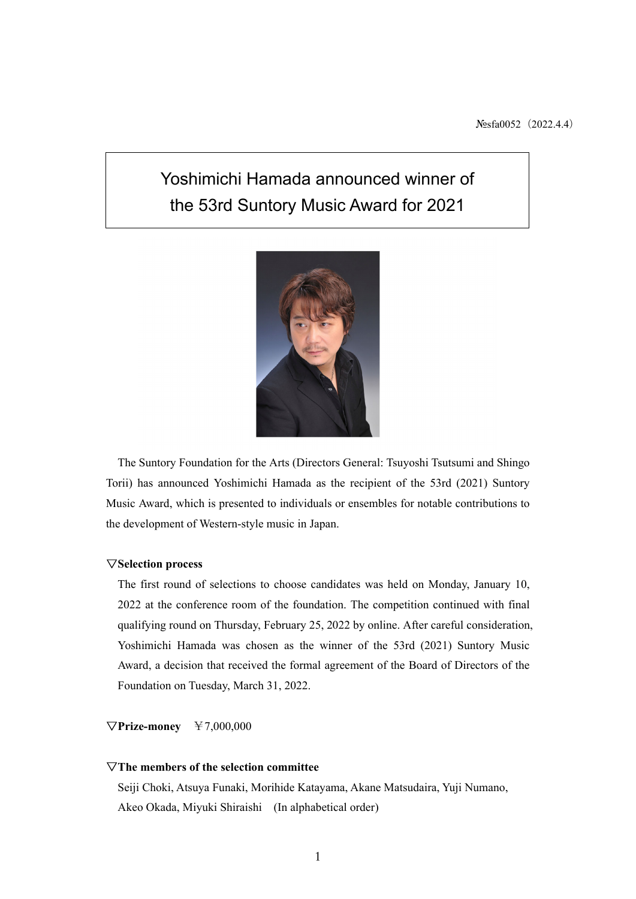№sfa0052（2022.4.4）

# Yoshimichi Hamada announced winner of the 53rd Suntory Music Award for 2021

The Suntory Foundation for the Arts (Directors General: Tsuyoshi Tsutsumi and Shingo Torii) has announced Yoshimichi Hamada as the recipient of the 53rd (2021) Suntory Music Award, which is presented to individuals or ensembles for notable contributions to the development of Western-style music in Japan.

**▽Selection process**

The first round of selections to choose candidates was held on Monday, January 10, 2022 at the conference room of the foundation. The competition continued with final qualifying round on Thursday, February 25, 2022 by online. After careful consideration, Yoshimichi Hamada was chosen as the winner of the 53rd (2021) Suntory Music Award, a decision that received the formal agreement of the Board of Directors of the Foundation on Tuesday, March 31, 2022.

**▽Prize-money**　￥7,000,000

**▽The members of the selection committee**

Seiji Choki, Atsuya Funaki, Morihide Katayama, Akane Matsudaira, Yuji Numano, Akeo Okada, Miyuki Shiraishi　(In alphabetical order)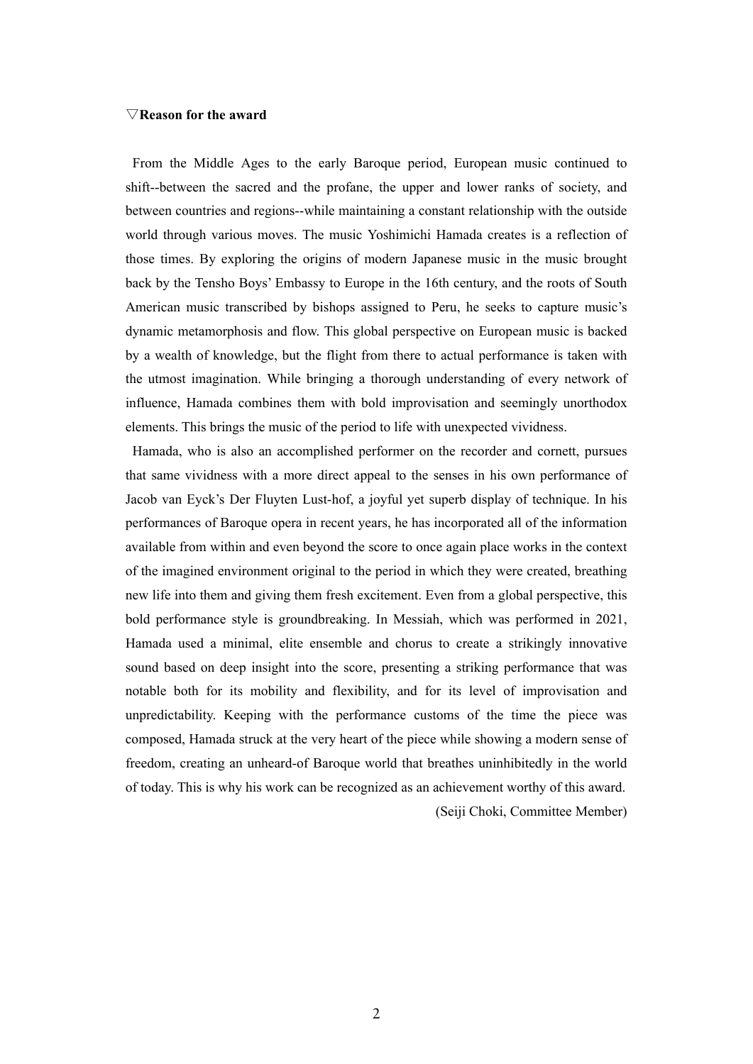▽**Reason for the award**

From the Middle Ages to the early Baroque period, European music continued to shift--between the sacred and the profane, the upper and lower ranks of society, and between countries and regions--while maintaining a constant relationship with the outside world through various moves. The music Yoshimichi Hamada creates is a reflection of those times. By exploring the origins of modern Japanese music in the music brought back by the Tensho Boys' Embassy to Europe in the 16th century, and the roots of South American music transcribed by bishops assigned to Peru, he seeks to capture music's dynamic metamorphosis and flow. This global perspective on European music is backed by a wealth of knowledge, but the flight from there to actual performance is taken with the utmost imagination. While bringing a thorough understanding of every network of influence, Hamada combines them with bold improvisation and seemingly unorthodox elements. This brings the music of the period to life with unexpected vividness.

Hamada, who is also an accomplished performer on the recorder and cornett, pursues that same vividness with a more direct appeal to the senses in his own performance of Jacob van Eyck's Der Fluyten Lust-hof, a joyful yet superb display of technique. In his performances of Baroque opera in recent years, he has incorporated all of the information available from within and even beyond the score to once again place works in the context of the imagined environment original to the period in which they were created, breathing new life into them and giving them fresh excitement. Even from a global perspective, this bold performance style is groundbreaking. In Messiah, which was performed in 2021, Hamada used a minimal, elite ensemble and chorus to create a strikingly innovative sound based on deep insight into the score, presenting a striking performance that was notable both for its mobility and flexibility, and for its level of improvisation and unpredictability. Keeping with the performance customs of the time the piece was composed, Hamada struck at the very heart of the piece while showing a modern sense of freedom, creating an unheard-of Baroque world that breathes uninhibitedly in the world of today. This is why his work can be recognized as an achievement worthy of this award.

(Seiji Choki, Committee Member)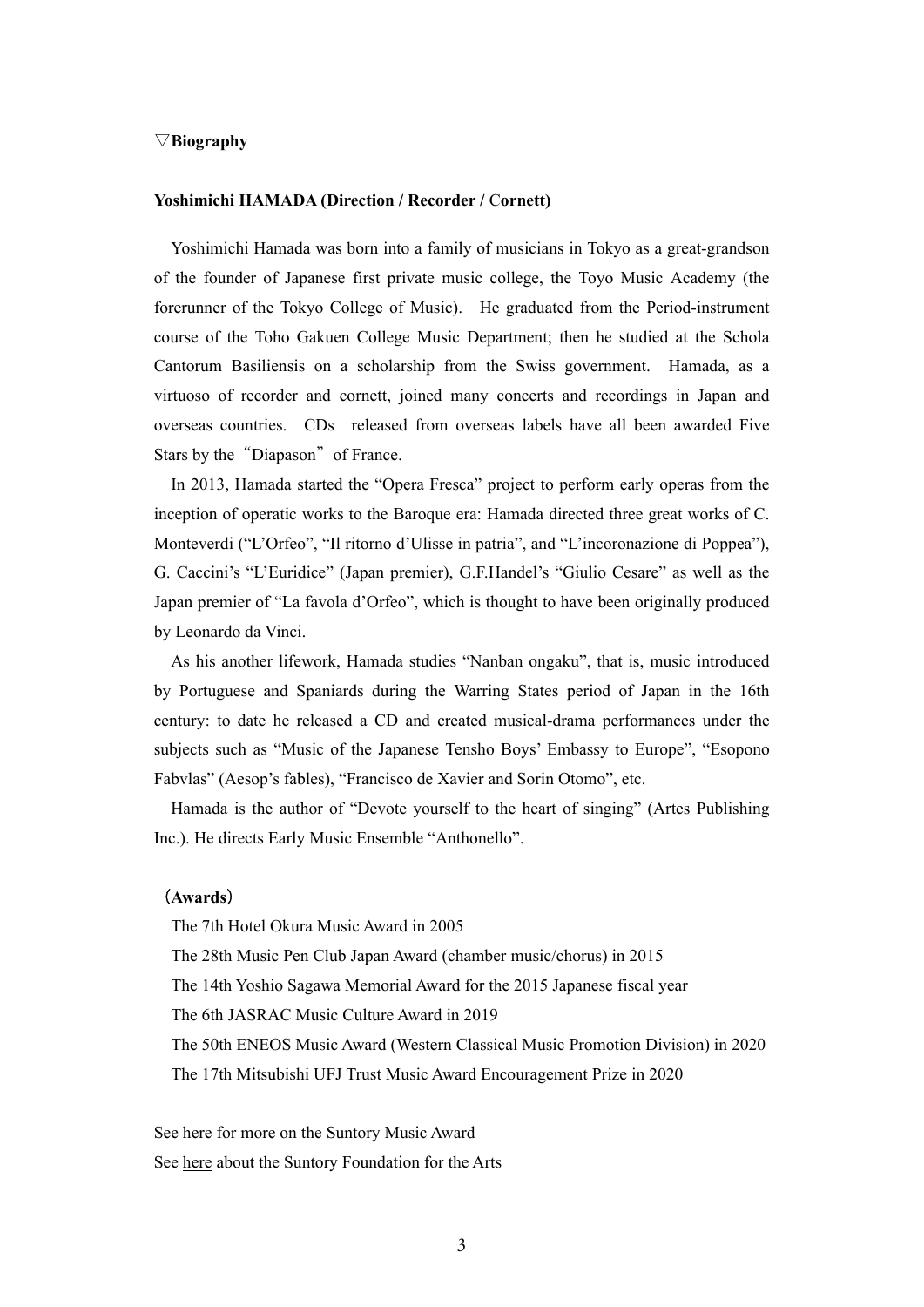## ▽Biography

### Yoshimichi HAMADA (Direction / Recorder / Cornett)

Yoshimichi Hamada was born into a family of musicians in Tokyo as a great-grandson of the founder of Japanese first private music college, the Toyo Music Academy (the forerunner of the Tokyo College of Music). He graduated from the Period-instrument course of the Toho Gakuen College Music Department; then he studied at the Schola Cantorum Basiliensis on a scholarship from the Swiss government. Hamada, as a virtuoso of recorder and cornett, joined many concerts and recordings in Japan and overseas countries. CDs released from overseas labels have all been awarded Five Stars by the "Diapason" of France.

In 2013, Hamada started the "Opera Fresca" project to perform early operas from the inception of operatic works to the Baroque era: Hamada directed three great works of C. Monteverdi ("L'Orfeo", "Il ritorno d'Ulisse in patria", and "L'incoronazione di Poppea"), G. Caccini's "L'Euridice" (Japan premier), G.F.Handel's "Giulio Cesare" as well as the Japan premier of "La favola d'Orfeo", which is thought to have been originally produced by Leonardo da Vinci.

As his another lifework, Hamada studies "Nanban ongaku", that is, music introduced by Portuguese and Spaniards during the Warring States period of Japan in the 16th century: to date he released a CD and created musical-drama performances under the subjects such as "Music of the Japanese Tensho Boys' Embassy to Europe", "Esopono Fabvlas" (Aesop's fables), "Francisco de Xavier and Sorin Otomo", etc.

Hamada is the author of "Devote yourself to the heart of singing" (Artes Publishing Inc.). He directs Early Music Ensemble "Anthonello".

**（Awards）**

The 7th Hotel Okura Music Award in 2005
The 28th Music Pen Club Japan Award (chamber music/chorus) in 2015
The 14th Yoshio Sagawa Memorial Award for the 2015 Japanese fiscal year
The 6th JASRAC Music Culture Award in 2019
The 50th ENEOS Music Award (Western Classical Music Promotion Division) in 2020
The 17th Mitsubishi UFJ Trust Music Award Encouragement Prize in 2020

See here for more on the Suntory Music Award
See here about the Suntory Foundation for the Arts